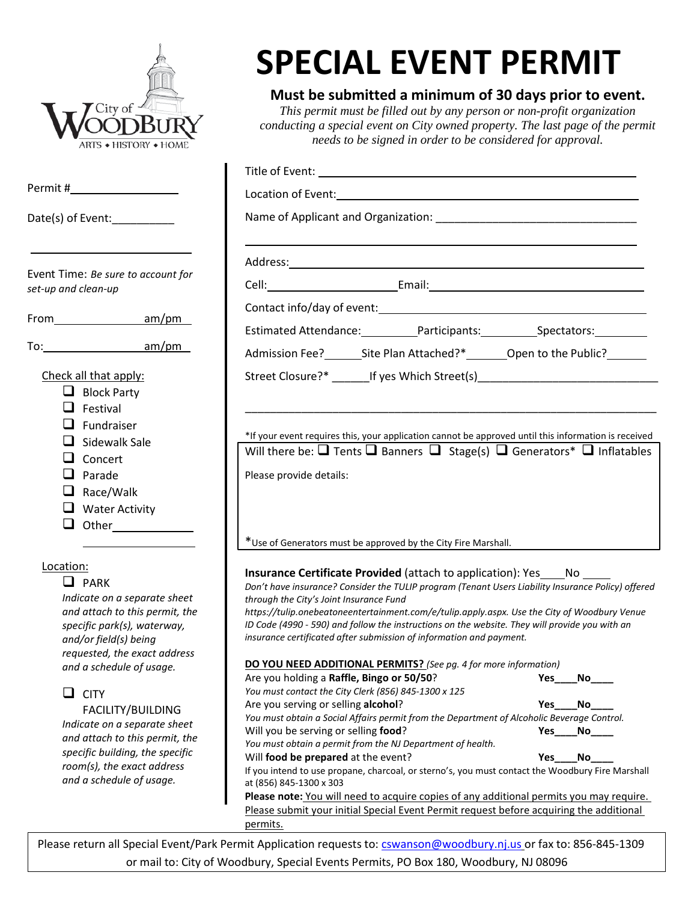City of Woodbury
ARTS • HISTORY • HOME

# SPECIAL EVENT PERMIT

**Must be submitted a minimum of 30 days prior to event.**

*This permit must be filled out by any person or non-profit organization conducting a special event on City owned property. The last page of the permit needs to be signed in order to be considered for approval.*

Permit #________________

Date(s) of Event:__________

______________________

Event Time: *Be sure to account for set-up and clean-up*

From_______________ am/pm

To:________________ am/pm

Check all that apply:

- ☐ Block Party
- ☐ Festival
- ☐ Fundraiser
- ☐ Sidewalk Sale
- ☐ Concert
- ☐ Parade
- ☐ Race/Walk
- ☐ Water Activity
- ☐ Other____________

Location:

- ☐ PARK
  *Indicate on a separate sheet and attach to this permit, the specific park(s), waterway, and/or field(s) being requested, the exact address and a schedule of usage.*
- ☐ CITY FACILITY/BUILDING
  *Indicate on a separate sheet and attach to this permit, the specific building, the specific room(s), the exact address and a schedule of usage.*

Title of Event: ____________________________________________

Location of Event: ____________________________________________

Name of Applicant and Organization: ________________________________

____________________________________________________________

Address: ____________________________________________________

Cell: ____________________ Email: ______________________________

Contact info/day of event: ______________________________________

Estimated Attendance: ________ Participants: ________ Spectators: ________

Admission Fee? ______ Site Plan Attached?* ______ Open to the Public? ______

Street Closure?* ______ If yes Which Street(s) ____________________________

____________________________________________________________

\*If your event requires this, your application cannot be approved until this information is received

Will there be: ☐ Tents ☐ Banners ☐ Stage(s) ☐ Generators* ☐ Inflatables

Please provide details:

\*Use of Generators must be approved by the City Fire Marshall.

**Insurance Certificate Provided** (attach to application): Yes____ No ____

*Don't have insurance? Consider the TULIP program (Tenant Users Liability Insurance Policy) offered through the City's Joint Insurance Fund https://tulip.onebeatoneentertainment.com/e/tulip.apply.aspx. Use the City of Woodbury Venue ID Code (4990 - 590) and follow the instructions on the website. They will provide you with an insurance certificated after submission of information and payment.*

**DO YOU NEED ADDITIONAL PERMITS?** *(See pg. 4 for more information)*

Are you holding a **Raffle, Bingo or 50/50**? **Yes____No____**
*You must contact the City Clerk (856) 845-1300 x 125*

Are you serving or selling **alcohol**? **Yes____No____**
*You must obtain a Social Affairs permit from the Department of Alcoholic Beverage Control.*

Will you be serving or selling **food**? **Yes____No____**
*You must obtain a permit from the NJ Department of health.*

Will **food be prepared** at the event? **Yes____No____**
If you intend to use propane, charcoal, or sterno's, you must contact the Woodbury Fire Marshall at (856) 845-1300 x 303

**Please note:** You will need to acquire copies of any additional permits you may require. Please submit your initial Special Event Permit request before acquiring the additional permits.

Please return all Special Event/Park Permit Application requests to: cswanson@woodbury.nj.us or fax to: 856-845-1309 or mail to: City of Woodbury, Special Events Permits, PO Box 180, Woodbury, NJ 08096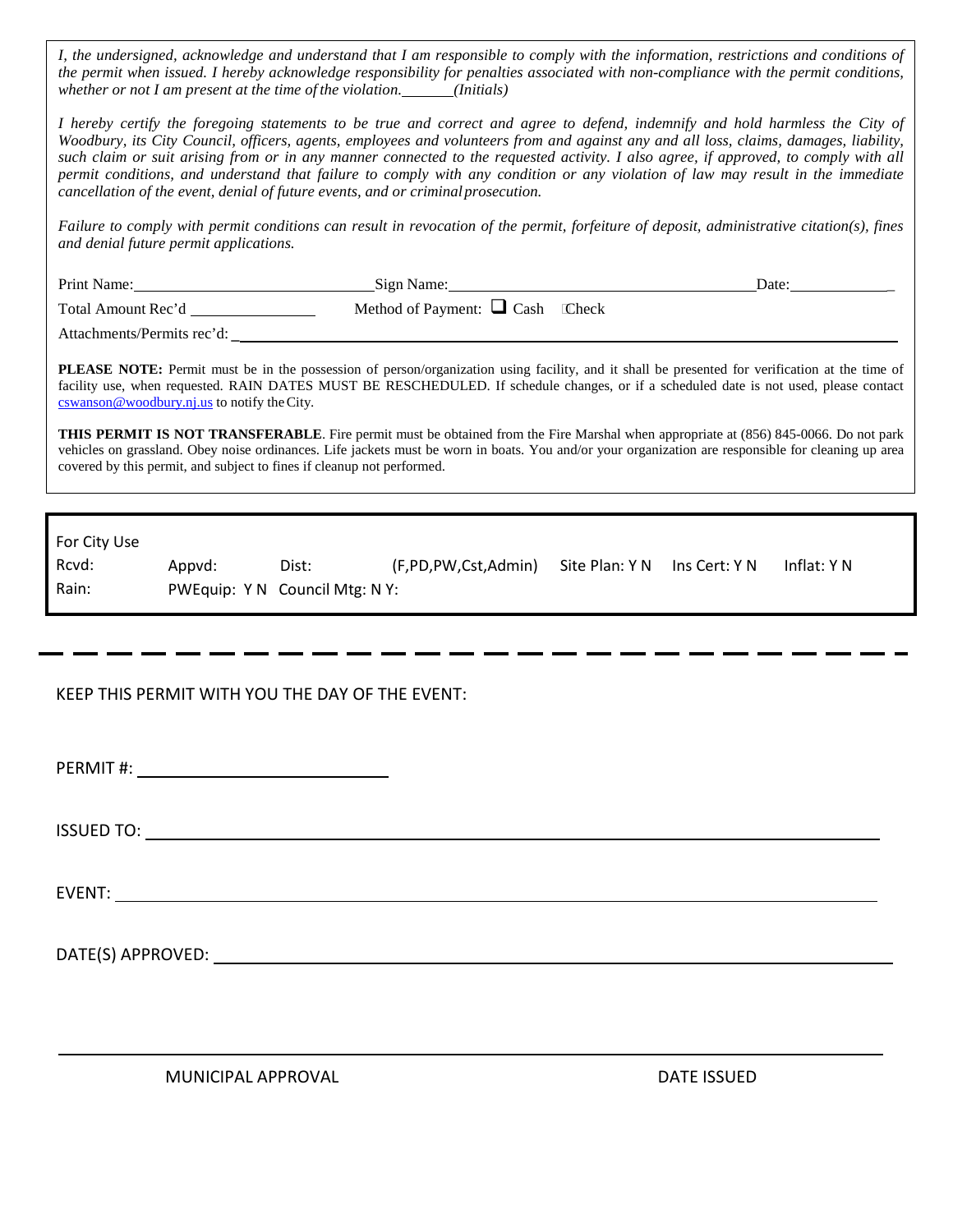*I, the undersigned, acknowledge and understand that I am responsible to comply with the information, restrictions and conditions of the permit when issued. I hereby acknowledge responsibility for penalties associated with non-compliance with the permit conditions, whether or not I am present at the time of the violation.\_\_\_\_\_\_\_(Initials)*

*I hereby certify the foregoing statements to be true and correct and agree to defend, indemnify and hold harmless the City of Woodbury, its City Council, officers, agents, employees and volunteers from and against any and all loss, claims, damages, liability, such claim or suit arising from or in any manner connected to the requested activity. I also agree, if approved, to comply with all permit conditions, and understand that failure to comply with any condition or any violation of law may result in the immediate cancellation of the event, denial of future events, and or criminal prosecution.*

*Failure to comply with permit conditions can result in revocation of the permit, forfeiture of deposit, administrative citation(s), fines and denial future permit applications.*

Print Name:\_\_\_\_\_\_\_\_\_\_\_\_\_\_\_\_\_\_\_\_\_\_\_\_\_\_\_\_ Sign Name:\_\_\_\_\_\_\_\_\_\_\_\_\_\_\_\_\_\_\_\_\_\_\_\_\_\_\_\_\_\_\_\_\_\_\_\_\_\_ Date:\_\_\_\_\_\_\_\_\_\_\_\_\_

Total Amount Rec'd \_\_\_\_\_\_\_\_\_\_\_\_\_\_\_ Method of Payment: ☐ Cash ☐Check

Attachments/Permits rec'd: \_\_\_\_\_\_\_\_\_\_\_\_\_\_\_\_\_\_\_\_\_\_\_\_\_\_\_\_\_\_\_\_\_\_\_\_\_\_\_\_\_\_\_\_\_\_\_\_\_\_\_\_\_\_\_\_\_\_\_\_\_\_\_\_\_\_\_\_\_\_\_\_\_\_\_\_

**PLEASE NOTE:** Permit must be in the possession of person/organization using facility, and it shall be presented for verification at the time of facility use, when requested. RAIN DATES MUST BE RESCHEDULED. If schedule changes, or if a scheduled date is not used, please contact cswanson@woodbury.nj.us to notify the City.

**THIS PERMIT IS NOT TRANSFERABLE**. Fire permit must be obtained from the Fire Marshal when appropriate at (856) 845-0066. Do not park vehicles on grassland. Obey noise ordinances. Life jackets must be worn in boats. You and/or your organization are responsible for cleaning up area covered by this permit, and subject to fines if cleanup not performed.

For City Use

Rcvd: Appvd: Dist: (F,PD,PW,Cst,Admin) Site Plan: Y N Ins Cert: Y N Inflat: Y N

Rain: PWEquip: Y N Council Mtg: N Y:

---

KEEP THIS PERMIT WITH YOU THE DAY OF THE EVENT:

PERMIT #: \_\_\_\_\_\_\_\_\_\_\_\_\_\_\_\_\_\_\_\_\_\_\_\_\_\_\_\_

ISSUED TO: \_\_\_\_\_\_\_\_\_\_\_\_\_\_\_\_\_\_\_\_\_\_\_\_\_\_\_\_\_\_\_\_\_\_\_\_\_\_\_\_\_\_\_\_\_\_\_\_\_\_\_\_\_\_\_\_\_\_\_\_\_\_\_\_\_\_\_\_\_\_\_\_\_\_\_\_\_\_

EVENT: \_\_\_\_\_\_\_\_\_\_\_\_\_\_\_\_\_\_\_\_\_\_\_\_\_\_\_\_\_\_\_\_\_\_\_\_\_\_\_\_\_\_\_\_\_\_\_\_\_\_\_\_\_\_\_\_\_\_\_\_\_\_\_\_\_\_\_\_\_\_\_\_\_\_\_\_\_\_\_\_\_\_\_

DATE(S) APPROVED: \_\_\_\_\_\_\_\_\_\_\_\_\_\_\_\_\_\_\_\_\_\_\_\_\_\_\_\_\_\_\_\_\_\_\_\_\_\_\_\_\_\_\_\_\_\_\_\_\_\_\_\_\_\_\_\_\_\_\_\_\_\_\_\_\_\_\_\_\_\_\_\_\_\_

\_\_\_\_\_\_\_\_\_\_\_\_\_\_\_\_\_\_\_\_\_\_\_\_\_\_\_\_\_\_\_\_\_\_\_\_\_\_\_\_\_\_\_\_\_\_\_\_\_\_\_\_\_\_\_\_\_\_\_\_\_\_\_\_\_\_\_\_\_\_\_\_\_\_\_\_\_\_\_\_\_\_\_\_\_\_\_\_\_\_\_\_\_\_

MUNICIPAL APPROVAL DATE ISSUED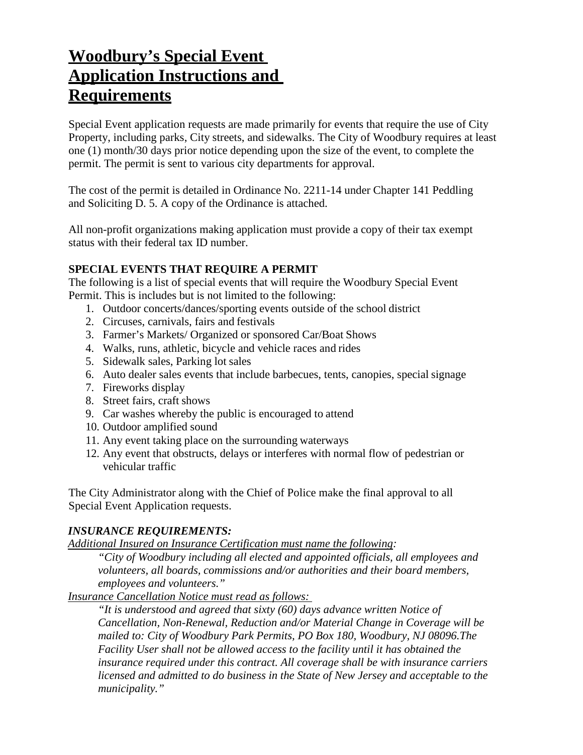# **Woodbury's Special Event Application Instructions and Requirements**

Special Event application requests are made primarily for events that require the use of City Property, including parks, City streets, and sidewalks. The City of Woodbury requires at least one (1) month/30 days prior notice depending upon the size of the event, to complete the permit. The permit is sent to various city departments for approval.

The cost of the permit is detailed in Ordinance No. 2211-14 under Chapter 141 Peddling and Soliciting D. 5. A copy of the Ordinance is attached.

All non-profit organizations making application must provide a copy of their tax exempt status with their federal tax ID number.

**SPECIAL EVENTS THAT REQUIRE A PERMIT**

The following is a list of special events that will require the Woodbury Special Event Permit. This is includes but is not limited to the following:

1. Outdoor concerts/dances/sporting events outside of the school district
2. Circuses, carnivals, fairs and festivals
3. Farmer's Markets/ Organized or sponsored Car/Boat Shows
4. Walks, runs, athletic, bicycle and vehicle races and rides
5. Sidewalk sales, Parking lot sales
6. Auto dealer sales events that include barbecues, tents, canopies, special signage
7. Fireworks display
8. Street fairs, craft shows
9. Car washes whereby the public is encouraged to attend
10. Outdoor amplified sound
11. Any event taking place on the surrounding waterways
12. Any event that obstructs, delays or interferes with normal flow of pedestrian or vehicular traffic

The City Administrator along with the Chief of Police make the final approval to all Special Event Application requests.

***INSURANCE REQUIREMENTS:***

*Additional Insured on Insurance Certification must name the following:*

> *"City of Woodbury including all elected and appointed officials, all employees and volunteers, all boards, commissions and/or authorities and their board members, employees and volunteers."*

*Insurance Cancellation Notice must read as follows:*

> *"It is understood and agreed that sixty (60) days advance written Notice of Cancellation, Non-Renewal, Reduction and/or Material Change in Coverage will be mailed to: City of Woodbury Park Permits, PO Box 180, Woodbury, NJ 08096.The Facility User shall not be allowed access to the facility until it has obtained the insurance required under this contract. All coverage shall be with insurance carriers licensed and admitted to do business in the State of New Jersey and acceptable to the municipality."*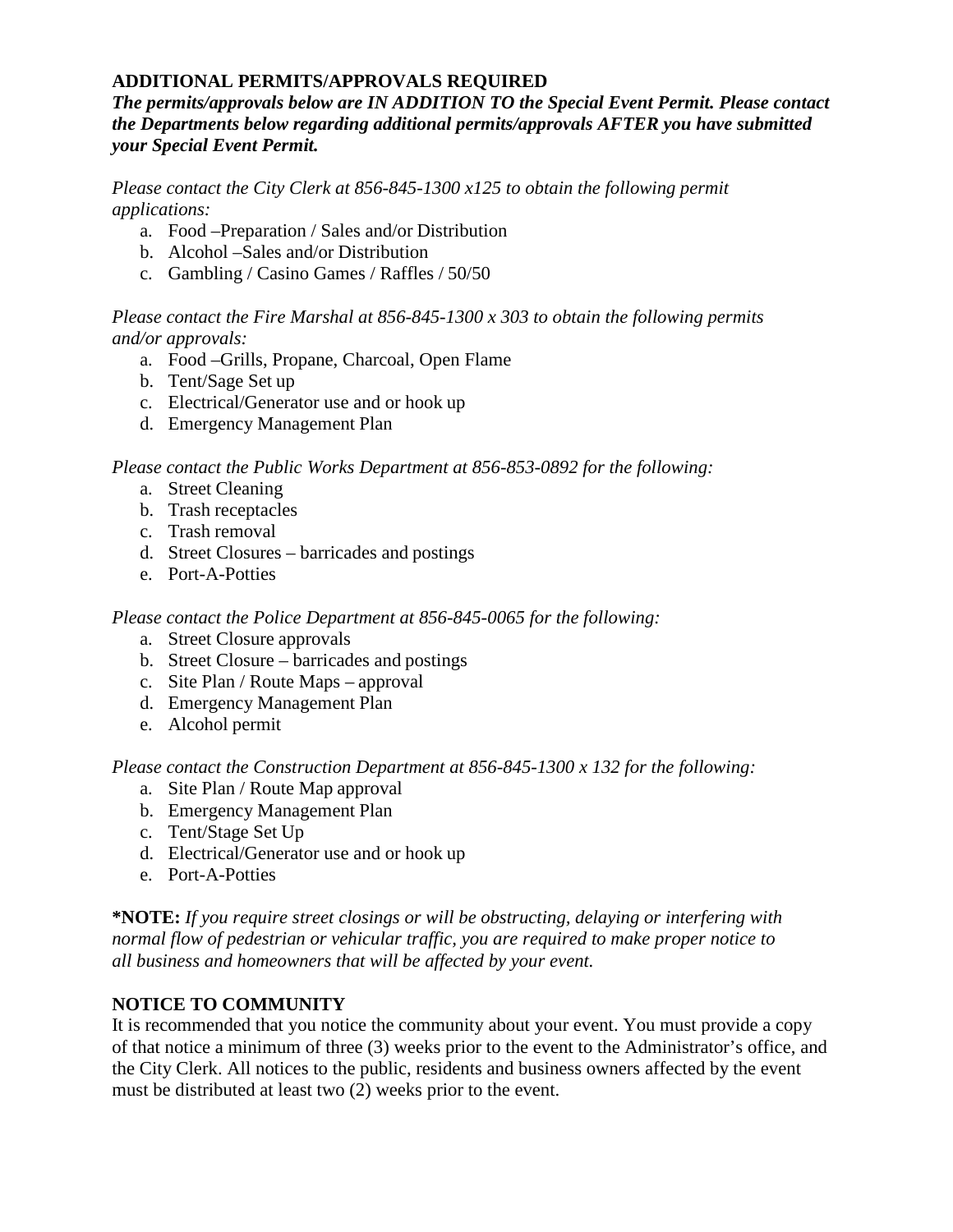**ADDITIONAL PERMITS/APPROVALS REQUIRED**

***The permits/approvals below are IN ADDITION TO the Special Event Permit. Please contact the Departments below regarding additional permits/approvals AFTER you have submitted your Special Event Permit.***

*Please contact the City Clerk at 856-845-1300 x125 to obtain the following permit applications:*

a. Food –Preparation / Sales and/or Distribution
b. Alcohol –Sales and/or Distribution
c. Gambling / Casino Games / Raffles / 50/50

*Please contact the Fire Marshal at 856-845-1300 x 303 to obtain the following permits and/or approvals:*

a. Food –Grills, Propane, Charcoal, Open Flame
b. Tent/Sage Set up
c. Electrical/Generator use and or hook up
d. Emergency Management Plan

*Please contact the Public Works Department at 856-853-0892 for the following:*

a. Street Cleaning
b. Trash receptacles
c. Trash removal
d. Street Closures – barricades and postings
e. Port-A-Potties

*Please contact the Police Department at 856-845-0065 for the following:*

a. Street Closure approvals
b. Street Closure – barricades and postings
c. Site Plan / Route Maps – approval
d. Emergency Management Plan
e. Alcohol permit

*Please contact the Construction Department at 856-845-1300 x 132 for the following:*

a. Site Plan / Route Map approval
b. Emergency Management Plan
c. Tent/Stage Set Up
d. Electrical/Generator use and or hook up
e. Port-A-Potties

**\*NOTE:** *If you require street closings or will be obstructing, delaying or interfering with normal flow of pedestrian or vehicular traffic, you are required to make proper notice to all business and homeowners that will be affected by your event.*

**NOTICE TO COMMUNITY**

It is recommended that you notice the community about your event. You must provide a copy of that notice a minimum of three (3) weeks prior to the event to the Administrator's office, and the City Clerk. All notices to the public, residents and business owners affected by the event must be distributed at least two (2) weeks prior to the event.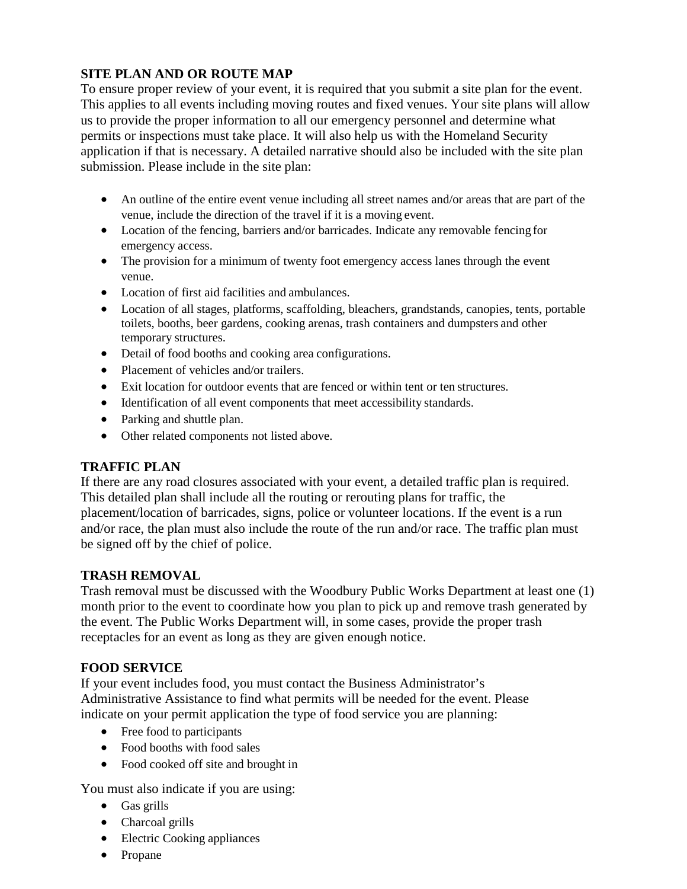## SITE PLAN AND OR ROUTE MAP

To ensure proper review of your event, it is required that you submit a site plan for the event. This applies to all events including moving routes and fixed venues. Your site plans will allow us to provide the proper information to all our emergency personnel and determine what permits or inspections must take place. It will also help us with the Homeland Security application if that is necessary. A detailed narrative should also be included with the site plan submission. Please include in the site plan:

- An outline of the entire event venue including all street names and/or areas that are part of the venue, include the direction of the travel if it is a moving event.
- Location of the fencing, barriers and/or barricades. Indicate any removable fencing for emergency access.
- The provision for a minimum of twenty foot emergency access lanes through the event venue.
- Location of first aid facilities and ambulances.
- Location of all stages, platforms, scaffolding, bleachers, grandstands, canopies, tents, portable toilets, booths, beer gardens, cooking arenas, trash containers and dumpsters and other temporary structures.
- Detail of food booths and cooking area configurations.
- Placement of vehicles and/or trailers.
- Exit location for outdoor events that are fenced or within tent or ten structures.
- Identification of all event components that meet accessibility standards.
- Parking and shuttle plan.
- Other related components not listed above.

## TRAFFIC PLAN

If there are any road closures associated with your event, a detailed traffic plan is required. This detailed plan shall include all the routing or rerouting plans for traffic, the placement/location of barricades, signs, police or volunteer locations. If the event is a run and/or race, the plan must also include the route of the run and/or race. The traffic plan must be signed off by the chief of police.

## TRASH REMOVAL

Trash removal must be discussed with the Woodbury Public Works Department at least one (1) month prior to the event to coordinate how you plan to pick up and remove trash generated by the event. The Public Works Department will, in some cases, provide the proper trash receptacles for an event as long as they are given enough notice.

## FOOD SERVICE

If your event includes food, you must contact the Business Administrator's Administrative Assistance to find what permits will be needed for the event. Please indicate on your permit application the type of food service you are planning:

- Free food to participants
- Food booths with food sales
- Food cooked off site and brought in

You must also indicate if you are using:

- Gas grills
- Charcoal grills
- Electric Cooking appliances
- Propane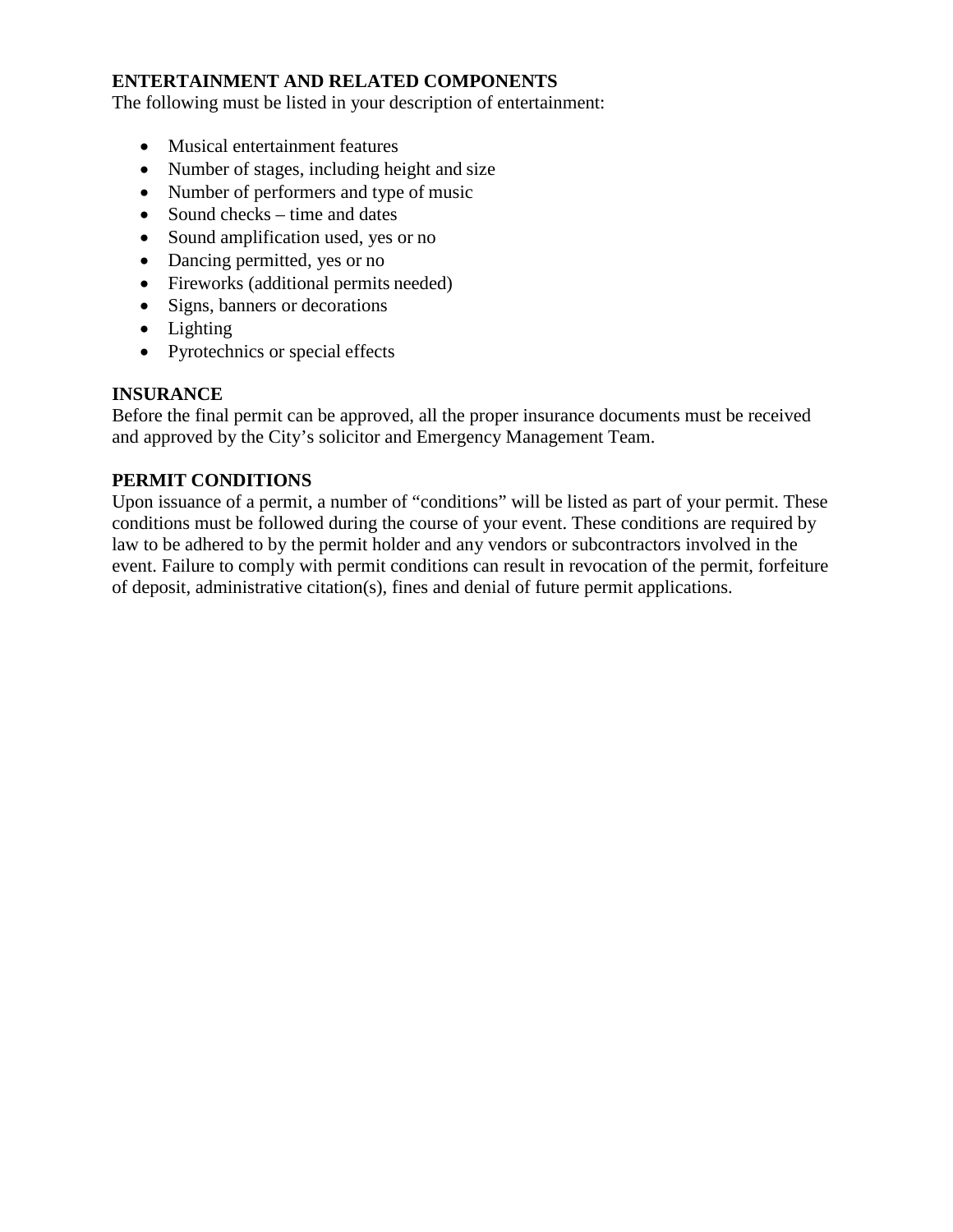## ENTERTAINMENT AND RELATED COMPONENTS

The following must be listed in your description of entertainment:

- Musical entertainment features
- Number of stages, including height and size
- Number of performers and type of music
- Sound checks – time and dates
- Sound amplification used, yes or no
- Dancing permitted, yes or no
- Fireworks (additional permits needed)
- Signs, banners or decorations
- Lighting
- Pyrotechnics or special effects

## INSURANCE

Before the final permit can be approved, all the proper insurance documents must be received and approved by the City's solicitor and Emergency Management Team.

## PERMIT CONDITIONS

Upon issuance of a permit, a number of "conditions" will be listed as part of your permit. These conditions must be followed during the course of your event. These conditions are required by law to be adhered to by the permit holder and any vendors or subcontractors involved in the event. Failure to comply with permit conditions can result in revocation of the permit, forfeiture of deposit, administrative citation(s), fines and denial of future permit applications.